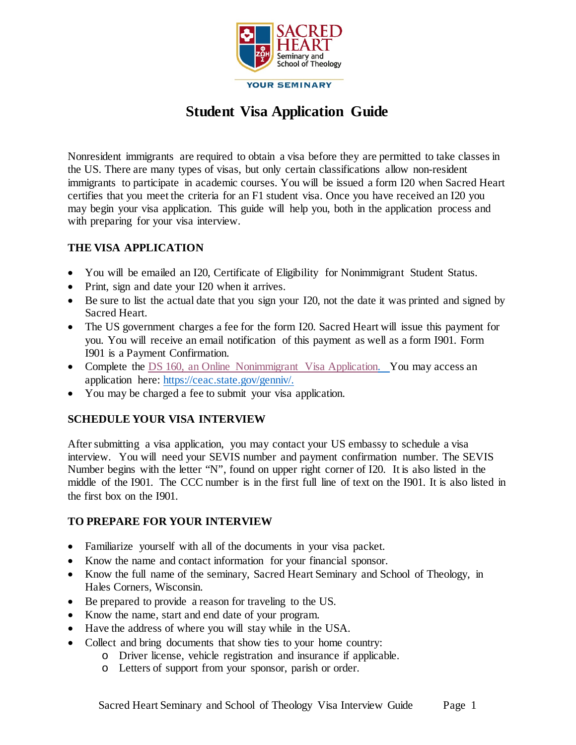# Student Visa Application Guide

Nonresident immigrants are required to obtain a visa before they are permitted to take classes in the US. There are many types of visas, but only certain classifications allow non-resident immigrants to participate in academic courses. You will be issued a form I20 when Sacred Heart certifies that you meet the criteria for an F1 student visa. Once you have received an I20 you may begin your visa application. This guide will help you, both in the application process and with preparing for your visa interview.

## THE VISA APPLICATION

- You will be emailed an I20, Certificate of Eligibility for Nonimmigrant Student Status.
- Print, sign and date your I20 when it arrives.
- Be sure to list the actual date that you sign your I20, not the date it was printed and signed by Sacred Heart.
- The US government charges a fee for the form I20. Sacred Heart will issue this payment for you. You will receive an email notification of this payment as well as a form I901. Form I901 is a Payment Confirmation.
- Complete the DS 160, an Online Nonimmigrant Visa Application. You may access an application here: https://ceac.state.gov/genniv/.
- You may be charged a fee to submit your visa application.

## SCHEDULE YOUR VISA INTERVIEW

After submitting a visa application, you may contact your US embassy to schedule a visa interview. You will need your SEVIS number and payment confirmation number. The SEVIS Number begins with the letter "N", found on upper right corner of I20. It is also listed in the middle of the I901. The CCC number is in the first full line of text on the I901. It is also listed in the first box on the I901.

## TO PREPARE FOR YOUR INTERVIEW

- Familiarize yourself with all of the documents in your visa packet.
- Know the name and contact information for your financial sponsor.
- Know the full name of the seminary, Sacred Heart Seminary and School of Theology, in Hales Corners, Wisconsin.
- Be prepared to provide a reason for traveling to the US.
- Know the name, start and end date of your program.
- Have the address of where you will stay while in the USA.
- Collect and bring documents that show ties to your home country:
  - Driver license, vehicle registration and insurance if applicable.
  - Letters of support from your sponsor, parish or order.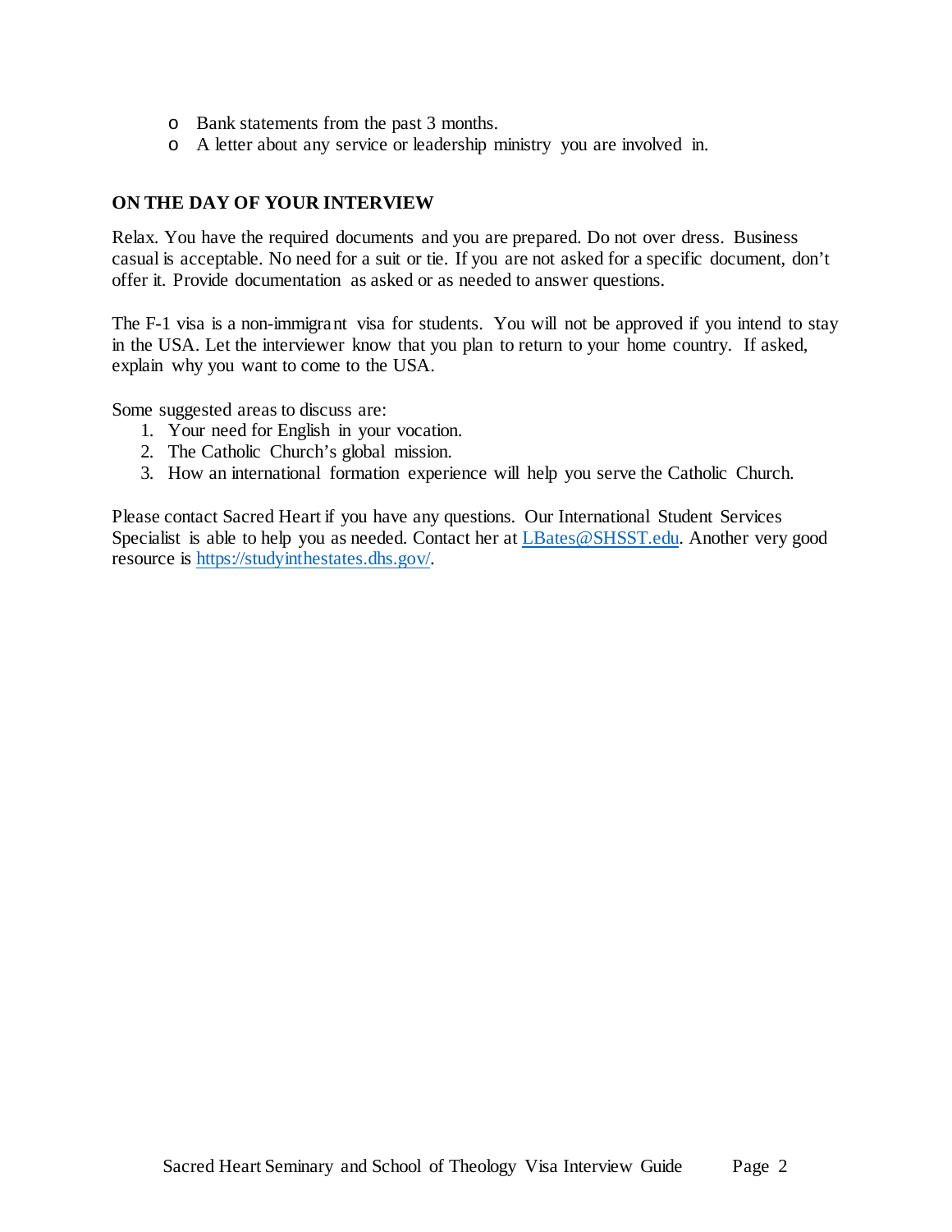- Bank statements from the past 3 months.
- A letter about any service or leadership ministry you are involved in.

## ON THE DAY OF YOUR INTERVIEW

Relax. You have the required documents and you are prepared. Do not over dress. Business casual is acceptable. No need for a suit or tie. If you are not asked for a specific document, don't offer it. Provide documentation as asked or as needed to answer questions.

The F-1 visa is a non-immigrant visa for students. You will not be approved if you intend to stay in the USA. Let the interviewer know that you plan to return to your home country. If asked, explain why you want to come to the USA.

Some suggested areas to discuss are:

1. Your need for English in your vocation.
2. The Catholic Church's global mission.
3. How an international formation experience will help you serve the Catholic Church.

Please contact Sacred Heart if you have any questions. Our International Student Services Specialist is able to help you as needed. Contact her at [LBates@SHSST.edu](mailto:LBates@SHSST.edu). Another very good resource is [https://studyinthestates.dhs.gov/](https://studyinthestates.dhs.gov/).